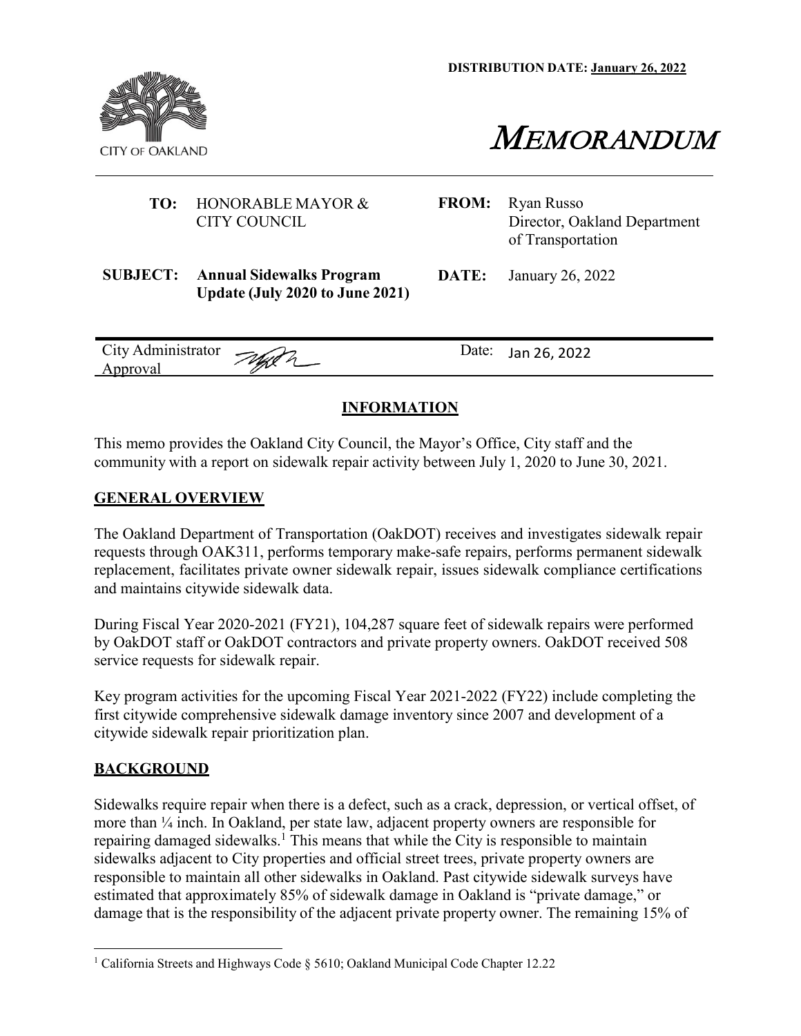**DISTRIBUTION DATE: January 26, 2022**

CITY OF OAKLAND

# MEMORANDUM

| | | | |
|---|---|---|---|
| **TO:** | HONORABLE MAYOR & CITY COUNCIL | **FROM:** | Ryan Russo<br>Director, Oakland Department of Transportation |
| **SUBJECT:** | **Annual Sidewalks Program Update (July 2020 to June 2021)** | **DATE:** | January 26, 2022 |

| City Administrator Approval | | Date: | Jan 26, 2022 |
|---|---|---|---|

## INFORMATION

This memo provides the Oakland City Council, the Mayor's Office, City staff and the community with a report on sidewalk repair activity between July 1, 2020 to June 30, 2021.

## GENERAL OVERVIEW

The Oakland Department of Transportation (OakDOT) receives and investigates sidewalk repair requests through OAK311, performs temporary make-safe repairs, performs permanent sidewalk replacement, facilitates private owner sidewalk repair, issues sidewalk compliance certifications and maintains citywide sidewalk data.

During Fiscal Year 2020-2021 (FY21), 104,287 square feet of sidewalk repairs were performed by OakDOT staff or OakDOT contractors and private property owners. OakDOT received 508 service requests for sidewalk repair.

Key program activities for the upcoming Fiscal Year 2021-2022 (FY22) include completing the first citywide comprehensive sidewalk damage inventory since 2007 and development of a citywide sidewalk repair prioritization plan.

## BACKGROUND

Sidewalks require repair when there is a defect, such as a crack, depression, or vertical offset, of more than ¼ inch. In Oakland, per state law, adjacent property owners are responsible for repairing damaged sidewalks.[1] This means that while the City is responsible to maintain sidewalks adjacent to City properties and official street trees, private property owners are responsible to maintain all other sidewalks in Oakland. Past citywide sidewalk surveys have estimated that approximately 85% of sidewalk damage in Oakland is "private damage," or damage that is the responsibility of the adjacent private property owner. The remaining 15% of

---

[1] California Streets and Highways Code § 5610; Oakland Municipal Code Chapter 12.22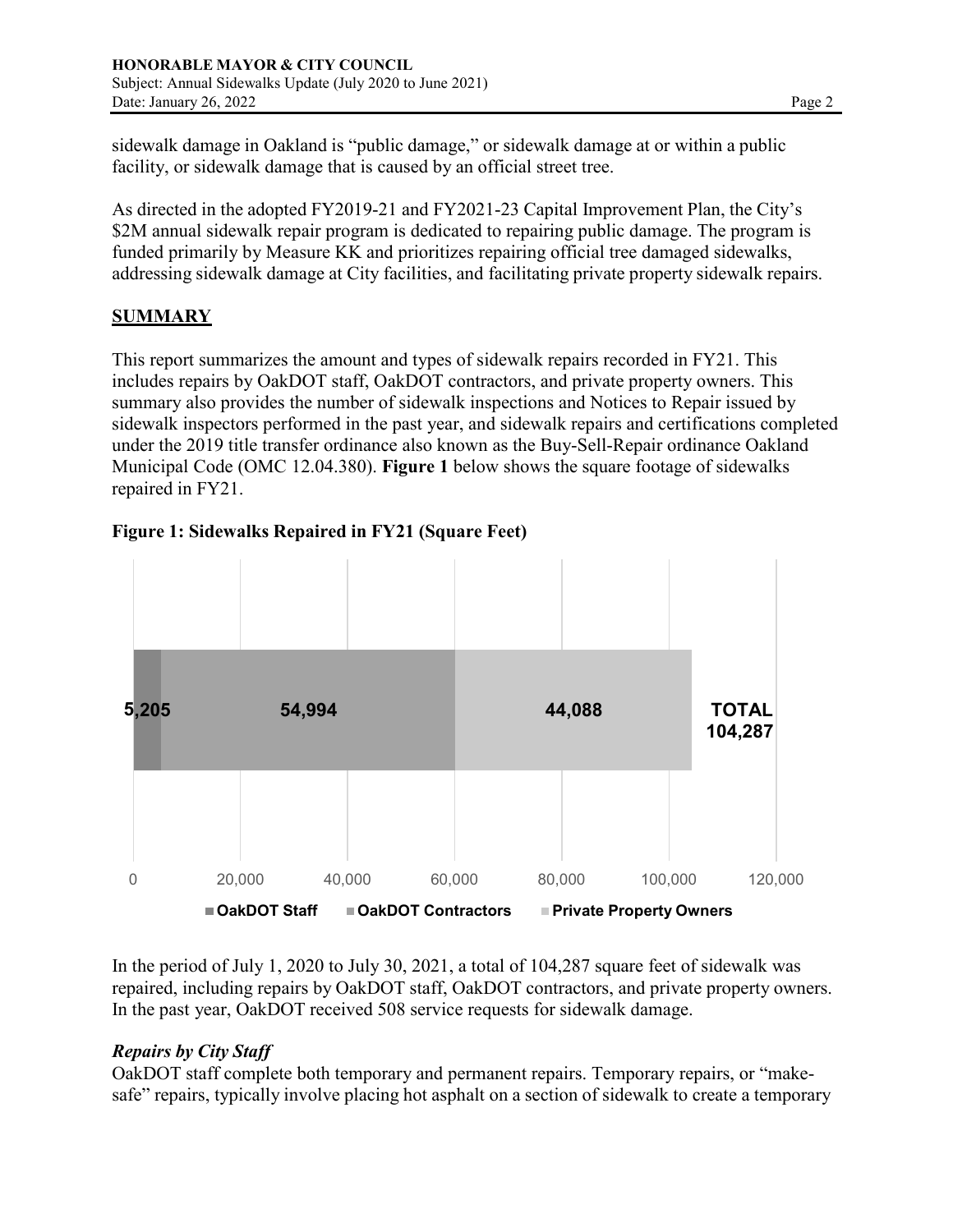sidewalk damage in Oakland is "public damage," or sidewalk damage at or within a public facility, or sidewalk damage that is caused by an official street tree.

As directed in the adopted FY2019-21 and FY2021-23 Capital Improvement Plan, the City's $2M annual sidewalk repair program is dedicated to repairing public damage. The program is funded primarily by Measure KK and prioritizes repairing official tree damaged sidewalks, addressing sidewalk damage at City facilities, and facilitating private property sidewalk repairs.

## SUMMARY

This report summarizes the amount and types of sidewalk repairs recorded in FY21. This includes repairs by OakDOT staff, OakDOT contractors, and private property owners. This summary also provides the number of sidewalk inspections and Notices to Repair issued by sidewalk inspectors performed in the past year, and sidewalk repairs and certifications completed under the 2019 title transfer ordinance also known as the Buy-Sell-Repair ordinance Oakland Municipal Code (OMC 12.04.380). **Figure 1** below shows the square footage of sidewalks repaired in FY21.

**Figure 1: Sidewalks Repaired in FY21 (Square Feet)**

| OakDOT Staff | OakDOT Contractors | Private Property Owners | TOTAL |
|---|---|---|---|
| 5,205 | 54,994 | 44,088 | 104,287 |

In the period of July 1, 2020 to July 30, 2021, a total of 104,287 square feet of sidewalk was repaired, including repairs by OakDOT staff, OakDOT contractors, and private property owners. In the past year, OakDOT received 508 service requests for sidewalk damage.

### *Repairs by City Staff*

OakDOT staff complete both temporary and permanent repairs. Temporary repairs, or "make-safe" repairs, typically involve placing hot asphalt on a section of sidewalk to create a temporary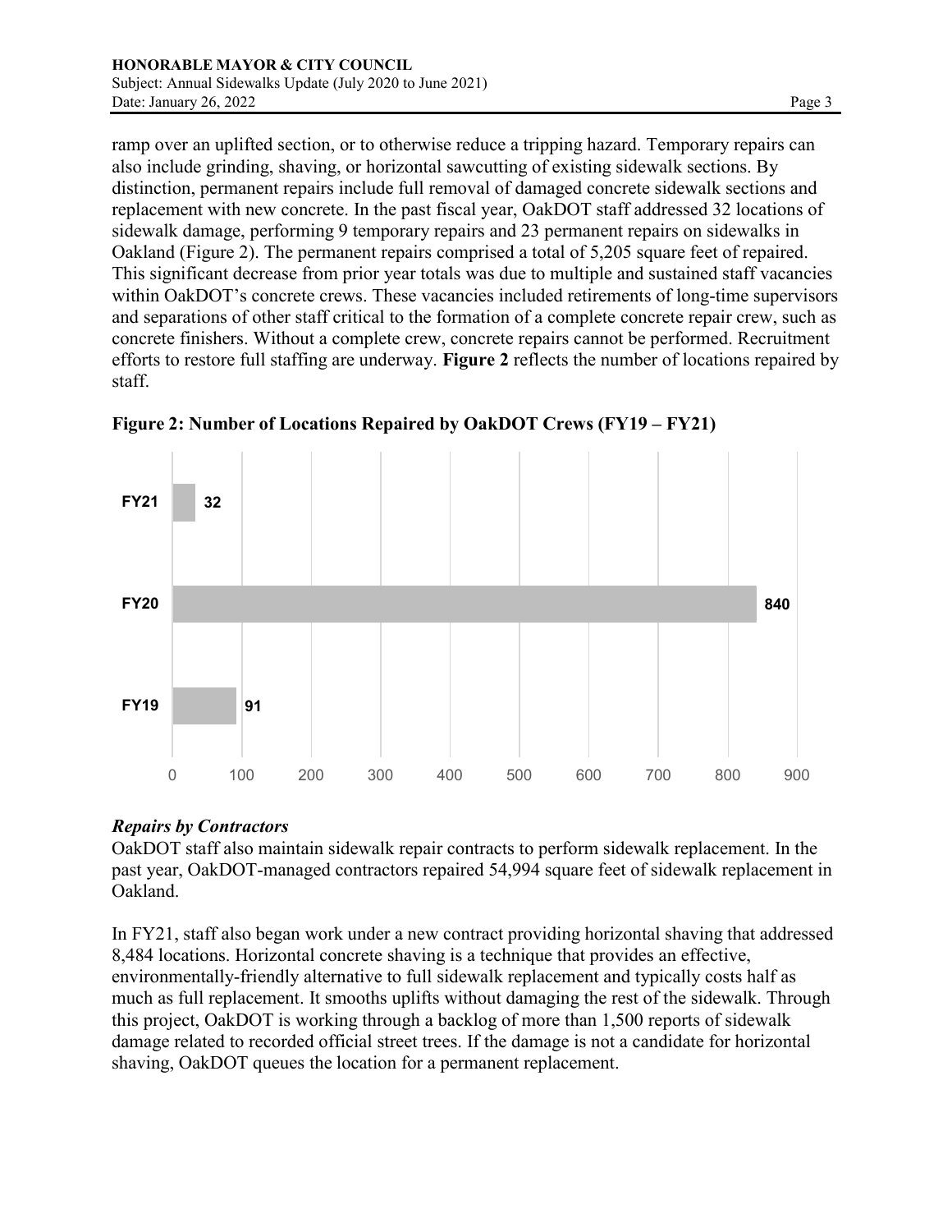ramp over an uplifted section, or to otherwise reduce a tripping hazard. Temporary repairs can also include grinding, shaving, or horizontal sawcutting of existing sidewalk sections. By distinction, permanent repairs include full removal of damaged concrete sidewalk sections and replacement with new concrete. In the past fiscal year, OakDOT staff addressed 32 locations of sidewalk damage, performing 9 temporary repairs and 23 permanent repairs on sidewalks in Oakland (Figure 2). The permanent repairs comprised a total of 5,205 square feet of repaired. This significant decrease from prior year totals was due to multiple and sustained staff vacancies within OakDOT's concrete crews. These vacancies included retirements of long-time supervisors and separations of other staff critical to the formation of a complete concrete repair crew, such as concrete finishers. Without a complete crew, concrete repairs cannot be performed. Recruitment efforts to restore full staffing are underway. **Figure 2** reflects the number of locations repaired by staff.

**Figure 2: Number of Locations Repaired by OakDOT Crews (FY19 – FY21)**

| Fiscal Year | Locations Repaired |
|---|---|
| FY21 | 32 |
| FY20 | 840 |
| FY19 | 91 |

***Repairs by Contractors***

OakDOT staff also maintain sidewalk repair contracts to perform sidewalk replacement. In the past year, OakDOT-managed contractors repaired 54,994 square feet of sidewalk replacement in Oakland.

In FY21, staff also began work under a new contract providing horizontal shaving that addressed 8,484 locations. Horizontal concrete shaving is a technique that provides an effective, environmentally-friendly alternative to full sidewalk replacement and typically costs half as much as full replacement. It smooths uplifts without damaging the rest of the sidewalk. Through this project, OakDOT is working through a backlog of more than 1,500 reports of sidewalk damage related to recorded official street trees. If the damage is not a candidate for horizontal shaving, OakDOT queues the location for a permanent replacement.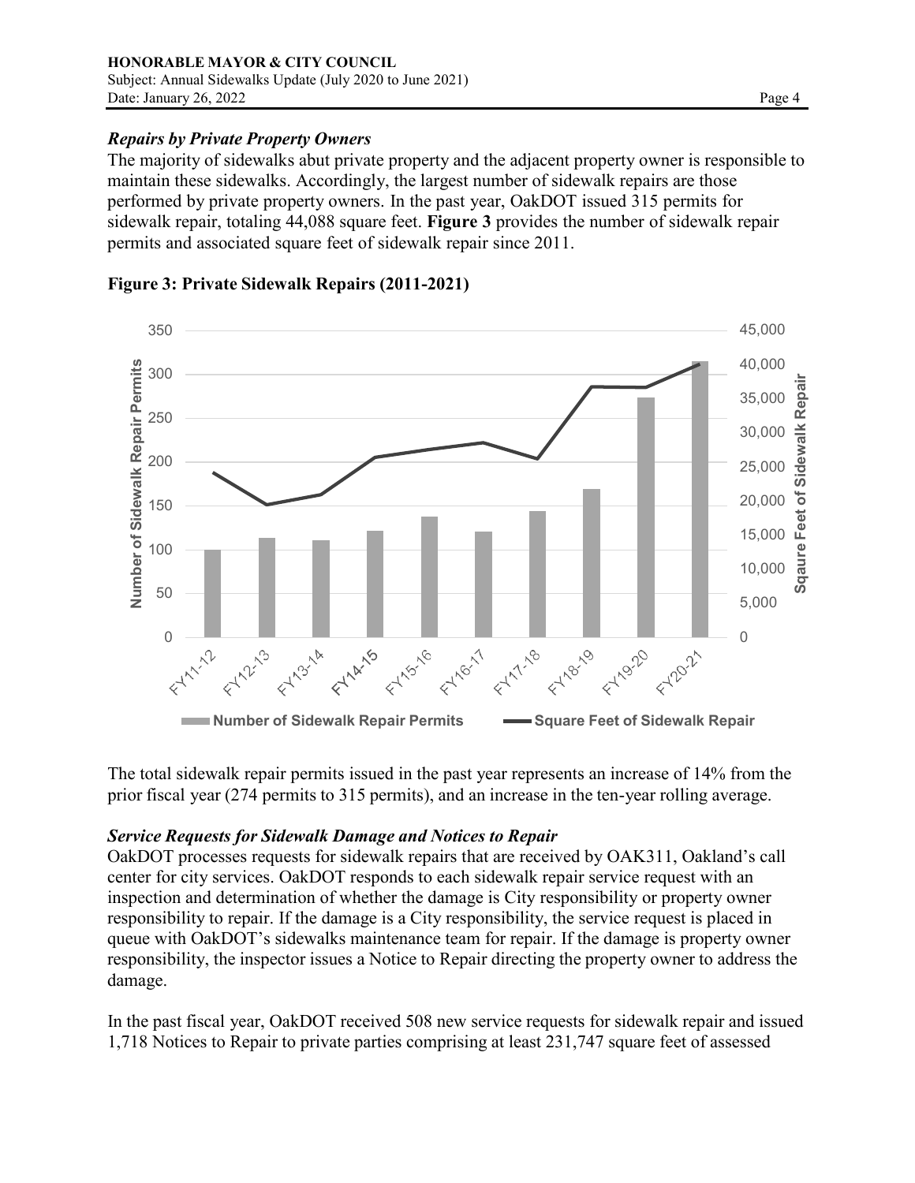### *Repairs by Private Property Owners*

The majority of sidewalks abut private property and the adjacent property owner is responsible to maintain these sidewalks. Accordingly, the largest number of sidewalk repairs are those performed by private property owners. In the past year, OakDOT issued 315 permits for sidewalk repair, totaling 44,088 square feet. **Figure 3** provides the number of sidewalk repair permits and associated square feet of sidewalk repair since 2011.

**Figure 3: Private Sidewalk Repairs (2011-2021)**

The total sidewalk repair permits issued in the past year represents an increase of 14% from the prior fiscal year (274 permits to 315 permits), and an increase in the ten-year rolling average.

### *Service Requests for Sidewalk Damage and Notices to Repair*

OakDOT processes requests for sidewalk repairs that are received by OAK311, Oakland's call center for city services. OakDOT responds to each sidewalk repair service request with an inspection and determination of whether the damage is City responsibility or property owner responsibility to repair. If the damage is a City responsibility, the service request is placed in queue with OakDOT's sidewalks maintenance team for repair. If the damage is property owner responsibility, the inspector issues a Notice to Repair directing the property owner to address the damage.

In the past fiscal year, OakDOT received 508 new service requests for sidewalk repair and issued 1,718 Notices to Repair to private parties comprising at least 231,747 square feet of assessed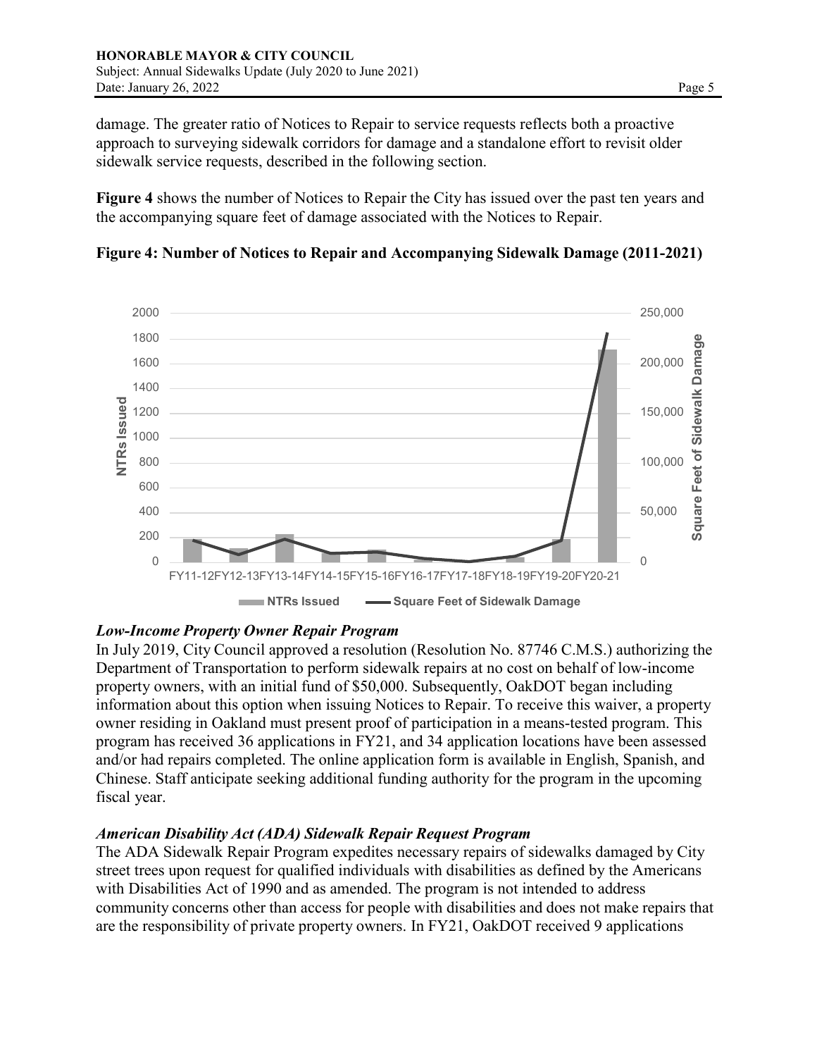damage. The greater ratio of Notices to Repair to service requests reflects both a proactive approach to surveying sidewalk corridors for damage and a standalone effort to revisit older sidewalk service requests, described in the following section.

**Figure 4** shows the number of Notices to Repair the City has issued over the past ten years and the accompanying square feet of damage associated with the Notices to Repair.

**Figure 4: Number of Notices to Repair and Accompanying Sidewalk Damage (2011-2021)**

### *Low-Income Property Owner Repair Program*

In July 2019, City Council approved a resolution (Resolution No. 87746 C.M.S.) authorizing the Department of Transportation to perform sidewalk repairs at no cost on behalf of low-income property owners, with an initial fund of $50,000. Subsequently, OakDOT began including information about this option when issuing Notices to Repair. To receive this waiver, a property owner residing in Oakland must present proof of participation in a means-tested program. This program has received 36 applications in FY21, and 34 application locations have been assessed and/or had repairs completed. The online application form is available in English, Spanish, and Chinese. Staff anticipate seeking additional funding authority for the program in the upcoming fiscal year.

### *American Disability Act (ADA) Sidewalk Repair Request Program*

The ADA Sidewalk Repair Program expedites necessary repairs of sidewalks damaged by City street trees upon request for qualified individuals with disabilities as defined by the Americans with Disabilities Act of 1990 and as amended. The program is not intended to address community concerns other than access for people with disabilities and does not make repairs that are the responsibility of private property owners. In FY21, OakDOT received 9 applications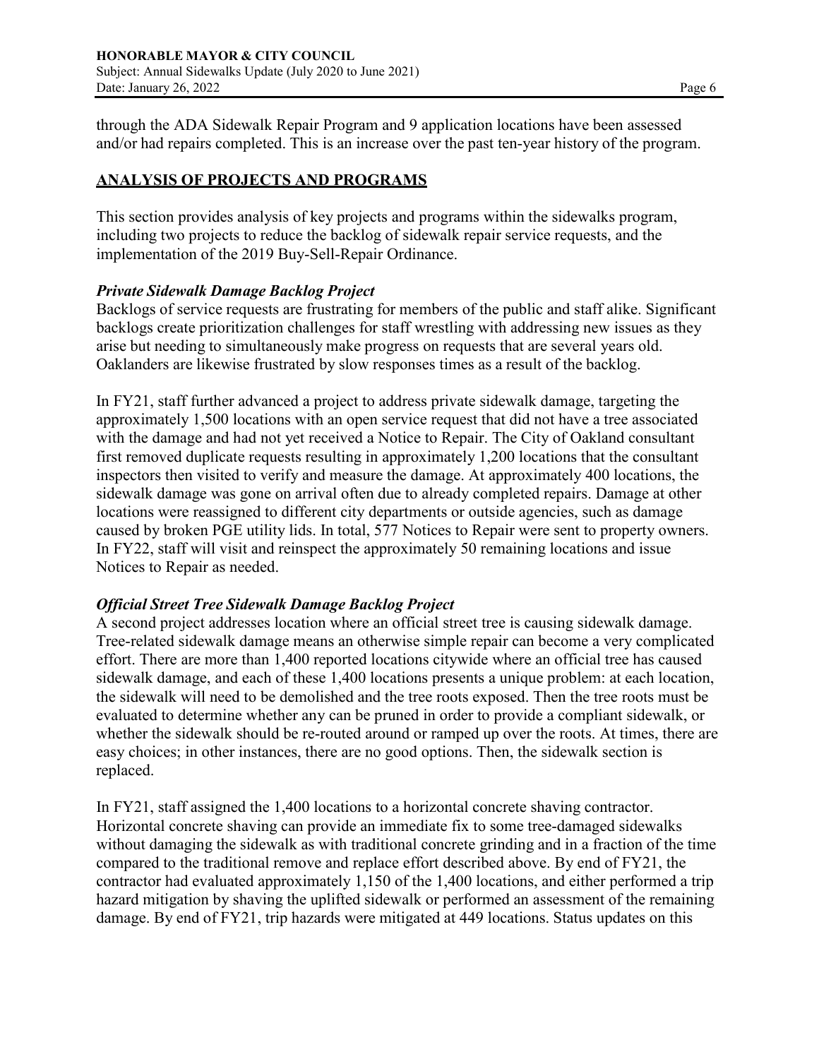through the ADA Sidewalk Repair Program and 9 application locations have been assessed and/or had repairs completed. This is an increase over the past ten-year history of the program.

## ANALYSIS OF PROJECTS AND PROGRAMS

This section provides analysis of key projects and programs within the sidewalks program, including two projects to reduce the backlog of sidewalk repair service requests, and the implementation of the 2019 Buy-Sell-Repair Ordinance.

### *Private Sidewalk Damage Backlog Project*

Backlogs of service requests are frustrating for members of the public and staff alike. Significant backlogs create prioritization challenges for staff wrestling with addressing new issues as they arise but needing to simultaneously make progress on requests that are several years old. Oaklanders are likewise frustrated by slow responses times as a result of the backlog.

In FY21, staff further advanced a project to address private sidewalk damage, targeting the approximately 1,500 locations with an open service request that did not have a tree associated with the damage and had not yet received a Notice to Repair. The City of Oakland consultant first removed duplicate requests resulting in approximately 1,200 locations that the consultant inspectors then visited to verify and measure the damage. At approximately 400 locations, the sidewalk damage was gone on arrival often due to already completed repairs. Damage at other locations were reassigned to different city departments or outside agencies, such as damage caused by broken PGE utility lids. In total, 577 Notices to Repair were sent to property owners. In FY22, staff will visit and reinspect the approximately 50 remaining locations and issue Notices to Repair as needed.

### *Official Street Tree Sidewalk Damage Backlog Project*

A second project addresses location where an official street tree is causing sidewalk damage. Tree-related sidewalk damage means an otherwise simple repair can become a very complicated effort. There are more than 1,400 reported locations citywide where an official tree has caused sidewalk damage, and each of these 1,400 locations presents a unique problem: at each location, the sidewalk will need to be demolished and the tree roots exposed. Then the tree roots must be evaluated to determine whether any can be pruned in order to provide a compliant sidewalk, or whether the sidewalk should be re-routed around or ramped up over the roots. At times, there are easy choices; in other instances, there are no good options. Then, the sidewalk section is replaced.

In FY21, staff assigned the 1,400 locations to a horizontal concrete shaving contractor. Horizontal concrete shaving can provide an immediate fix to some tree-damaged sidewalks without damaging the sidewalk as with traditional concrete grinding and in a fraction of the time compared to the traditional remove and replace effort described above. By end of FY21, the contractor had evaluated approximately 1,150 of the 1,400 locations, and either performed a trip hazard mitigation by shaving the uplifted sidewalk or performed an assessment of the remaining damage. By end of FY21, trip hazards were mitigated at 449 locations. Status updates on this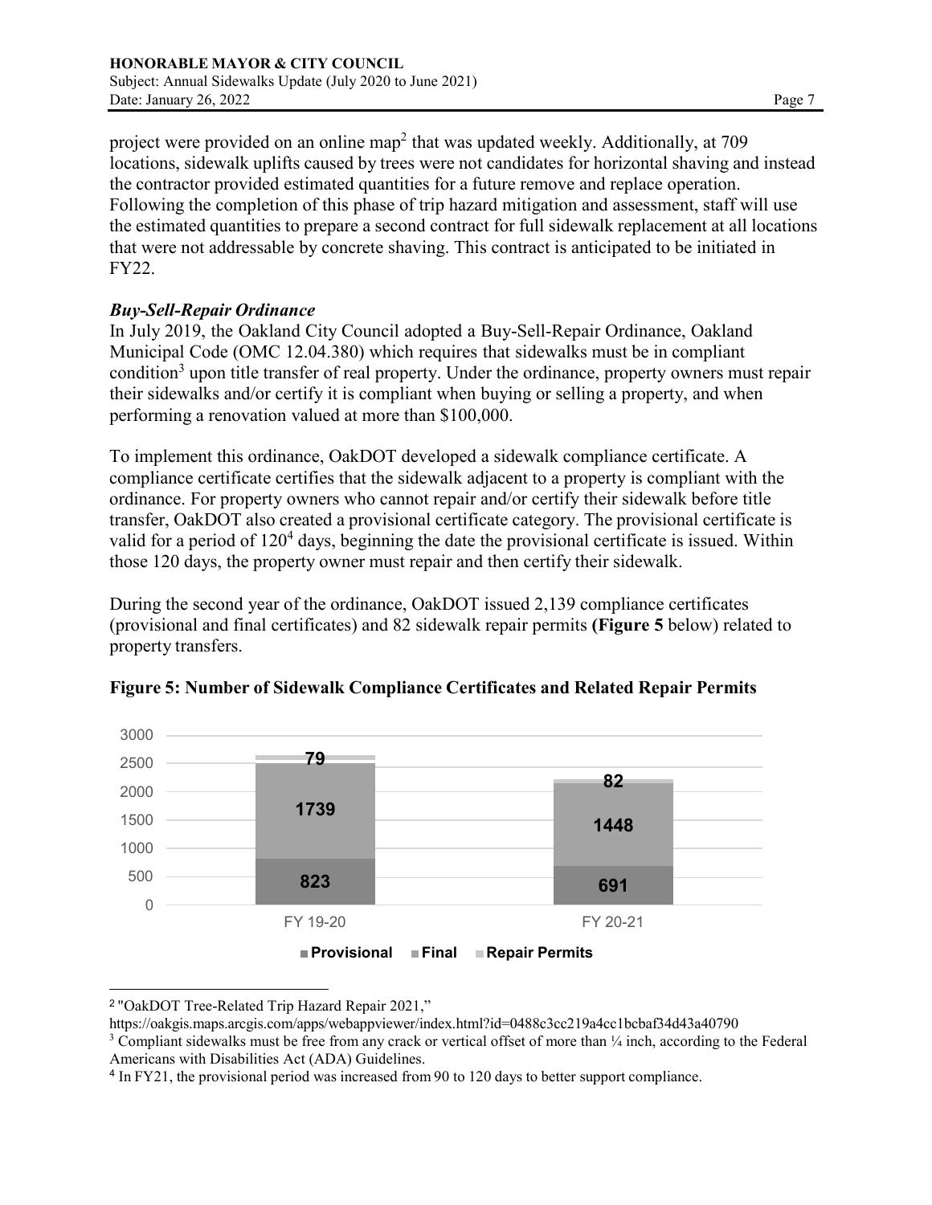project were provided on an online map[2] that was updated weekly. Additionally, at 709 locations, sidewalk uplifts caused by trees were not candidates for horizontal shaving and instead the contractor provided estimated quantities for a future remove and replace operation. Following the completion of this phase of trip hazard mitigation and assessment, staff will use the estimated quantities to prepare a second contract for full sidewalk replacement at all locations that were not addressable by concrete shaving. This contract is anticipated to be initiated in FY22.

### *Buy-Sell-Repair Ordinance*

In July 2019, the Oakland City Council adopted a Buy-Sell-Repair Ordinance, Oakland Municipal Code (OMC 12.04.380) which requires that sidewalks must be in compliant condition[3] upon title transfer of real property. Under the ordinance, property owners must repair their sidewalks and/or certify it is compliant when buying or selling a property, and when performing a renovation valued at more than $100,000.

To implement this ordinance, OakDOT developed a sidewalk compliance certificate. A compliance certificate certifies that the sidewalk adjacent to a property is compliant with the ordinance. For property owners who cannot repair and/or certify their sidewalk before title transfer, OakDOT also created a provisional certificate category. The provisional certificate is valid for a period of 120[4] days, beginning the date the provisional certificate is issued. Within those 120 days, the property owner must repair and then certify their sidewalk.

During the second year of the ordinance, OakDOT issued 2,139 compliance certificates (provisional and final certificates) and 82 sidewalk repair permits **(Figure 5** below) related to property transfers.

**Figure 5: Number of Sidewalk Compliance Certificates and Related Repair Permits**

| | Provisional | Final | Repair Permits |
|---|---|---|---|
| FY 19-20 | 823 | 1739 | 79 |
| FY 20-21 | 691 | 1448 | 82 |

[2] "OakDOT Tree-Related Trip Hazard Repair 2021," https://oakgis.maps.arcgis.com/apps/webappviewer/index.html?id=0488c3cc219a4cc1bcbaf34d43a40790

[3] Compliant sidewalks must be free from any crack or vertical offset of more than ¼ inch, according to the Federal Americans with Disabilities Act (ADA) Guidelines.

[4] In FY21, the provisional period was increased from 90 to 120 days to better support compliance.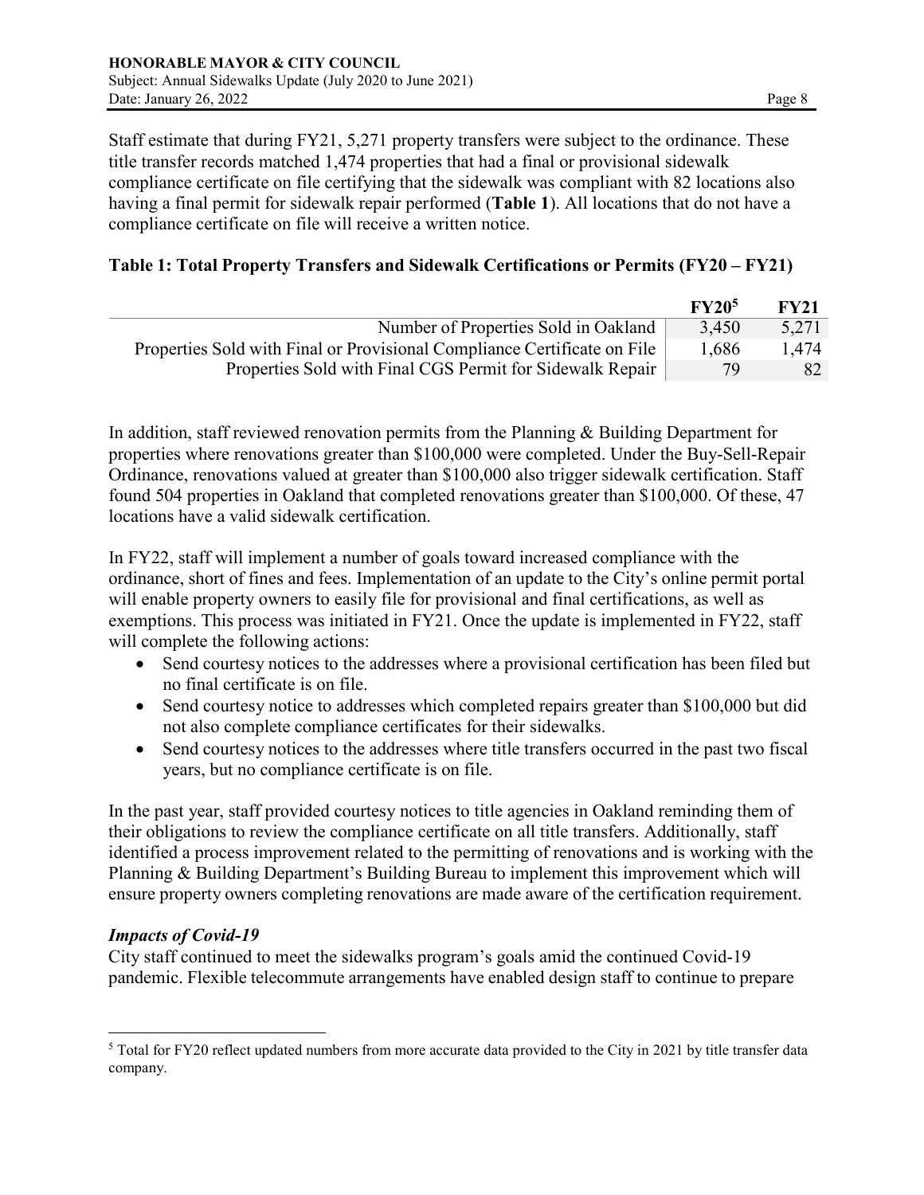Staff estimate that during FY21, 5,271 property transfers were subject to the ordinance. These title transfer records matched 1,474 properties that had a final or provisional sidewalk compliance certificate on file certifying that the sidewalk was compliant with 82 locations also having a final permit for sidewalk repair performed (**Table 1**). All locations that do not have a compliance certificate on file will receive a written notice.

**Table 1: Total Property Transfers and Sidewalk Certifications or Permits (FY20 – FY21)**

| | FY20[5] | FY21 |
|---|---|---|
| Number of Properties Sold in Oakland | 3,450 | 5,271 |
| Properties Sold with Final or Provisional Compliance Certificate on File | 1,686 | 1,474 |
| Properties Sold with Final CGS Permit for Sidewalk Repair | 79 | 82 |

In addition, staff reviewed renovation permits from the Planning & Building Department for properties where renovations greater than $100,000 were completed. Under the Buy-Sell-Repair Ordinance, renovations valued at greater than $100,000 also trigger sidewalk certification. Staff found 504 properties in Oakland that completed renovations greater than $100,000. Of these, 47 locations have a valid sidewalk certification.

In FY22, staff will implement a number of goals toward increased compliance with the ordinance, short of fines and fees. Implementation of an update to the City's online permit portal will enable property owners to easily file for provisional and final certifications, as well as exemptions. This process was initiated in FY21. Once the update is implemented in FY22, staff will complete the following actions:

- Send courtesy notices to the addresses where a provisional certification has been filed but no final certificate is on file.
- Send courtesy notice to addresses which completed repairs greater than $100,000 but did not also complete compliance certificates for their sidewalks.
- Send courtesy notices to the addresses where title transfers occurred in the past two fiscal years, but no compliance certificate is on file.

In the past year, staff provided courtesy notices to title agencies in Oakland reminding them of their obligations to review the compliance certificate on all title transfers. Additionally, staff identified a process improvement related to the permitting of renovations and is working with the Planning & Building Department's Building Bureau to implement this improvement which will ensure property owners completing renovations are made aware of the certification requirement.

***Impacts of Covid-19***

City staff continued to meet the sidewalks program's goals amid the continued Covid-19 pandemic. Flexible telecommute arrangements have enabled design staff to continue to prepare

[5] Total for FY20 reflect updated numbers from more accurate data provided to the City in 2021 by title transfer data company.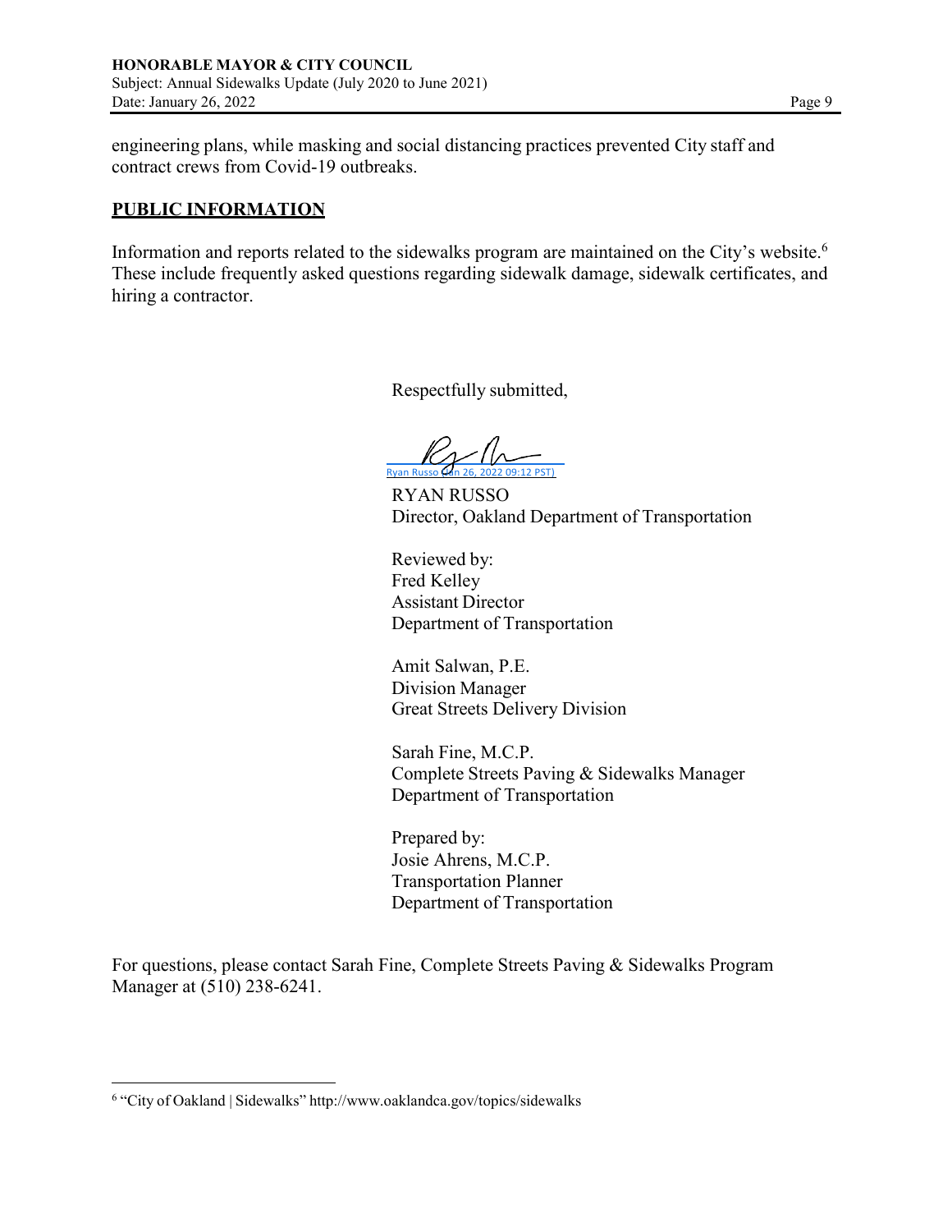engineering plans, while masking and social distancing practices prevented City staff and contract crews from Covid-19 outbreaks.

## PUBLIC INFORMATION

Information and reports related to the sidewalks program are maintained on the City's website.[6] These include frequently asked questions regarding sidewalk damage, sidewalk certificates, and hiring a contractor.

Respectfully submitted,

Ryan Russo (Jan 26, 2022 09:12 PST)

RYAN RUSSO
Director, Oakland Department of Transportation

Reviewed by:
Fred Kelley
Assistant Director
Department of Transportation

Amit Salwan, P.E.
Division Manager
Great Streets Delivery Division

Sarah Fine, M.C.P.
Complete Streets Paving & Sidewalks Manager
Department of Transportation

Prepared by:
Josie Ahrens, M.C.P.
Transportation Planner
Department of Transportation

For questions, please contact Sarah Fine, Complete Streets Paving & Sidewalks Program Manager at (510) 238-6241.

---

[6] "City of Oakland | Sidewalks" http://www.oaklandca.gov/topics/sidewalks